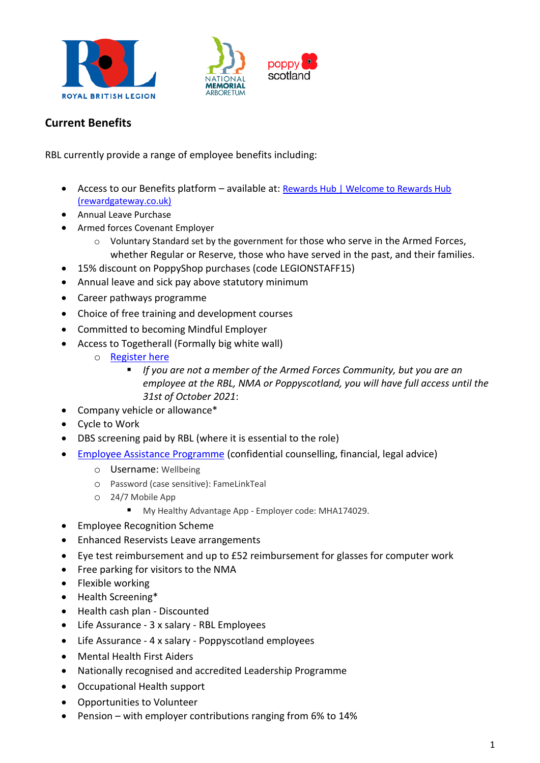## Current Benefits

RBL currently provide a range of employee benefits including:

- Access to our Benefits platform – available at: [Rewards Hub | Welcome to Rewards Hub (rewardgateway.co.uk)]()
- Annual Leave Purchase
- Armed forces Covenant Employer
  - Voluntary Standard set by the government for those who serve in the Armed Forces, whether Regular or Reserve, those who have served in the past, and their families.
- 15% discount on PoppyShop purchases (code LEGIONSTAFF15)
- Annual leave and sick pay above statutory minimum
- Career pathways programme
- Choice of free training and development courses
- Committed to becoming Mindful Employer
- Access to Togetherall (Formally big white wall)
  - [Register here]()
    - *If you are not a member of the Armed Forces Community, but you are an employee at the RBL, NMA or Poppyscotland, you will have full access until the 31st of October 2021*:
- Company vehicle or allowance*
- Cycle to Work
- DBS screening paid by RBL (where it is essential to the role)
- [Employee Assistance Programme]() (confidential counselling, financial, legal advice)
  - Username: Wellbeing
  - Password (case sensitive): FameLinkTeal
  - 24/7 Mobile App
    - My Healthy Advantage App - Employer code: MHA174029.
- Employee Recognition Scheme
- Enhanced Reservists Leave arrangements
- Eye test reimbursement and up to £52 reimbursement for glasses for computer work
- Free parking for visitors to the NMA
- Flexible working
- Health Screening*
- Health cash plan - Discounted
- Life Assurance - 3 x salary - RBL Employees
- Life Assurance - 4 x salary - Poppyscotland employees
- Mental Health First Aiders
- Nationally recognised and accredited Leadership Programme
- Occupational Health support
- Opportunities to Volunteer
- Pension – with employer contributions ranging from 6% to 14%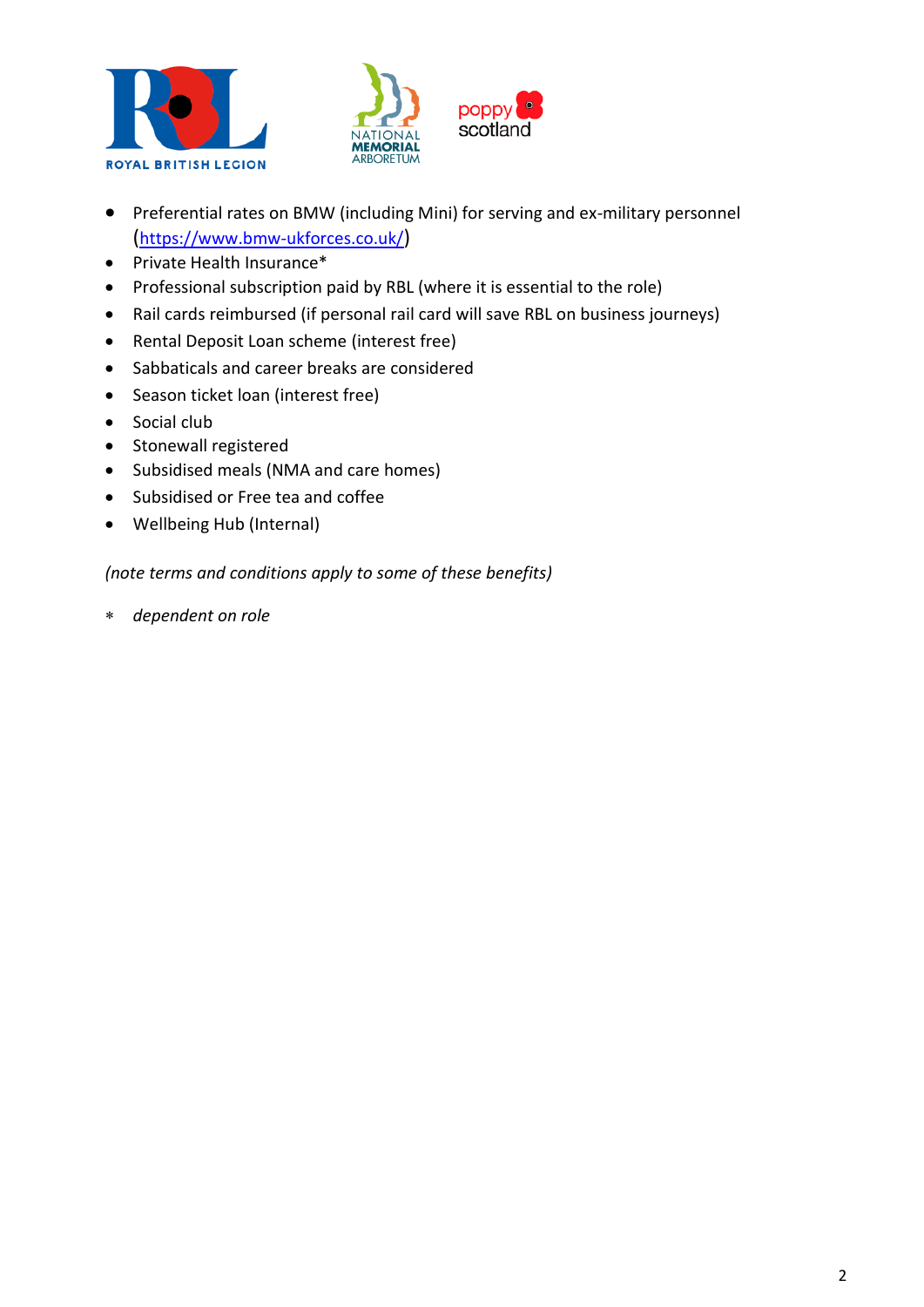- Preferential rates on BMW (including Mini) for serving and ex-military personnel (https://www.bmw-ukforces.co.uk/)
- Private Health Insurance*
- Professional subscription paid by RBL (where it is essential to the role)
- Rail cards reimbursed (if personal rail card will save RBL on business journeys)
- Rental Deposit Loan scheme (interest free)
- Sabbaticals and career breaks are considered
- Season ticket loan (interest free)
- Social club
- Stonewall registered
- Subsidised meals (NMA and care homes)
- Subsidised or Free tea and coffee
- Wellbeing Hub (Internal)

*(note terms and conditions apply to some of these benefits)*

\* *dependent on role*